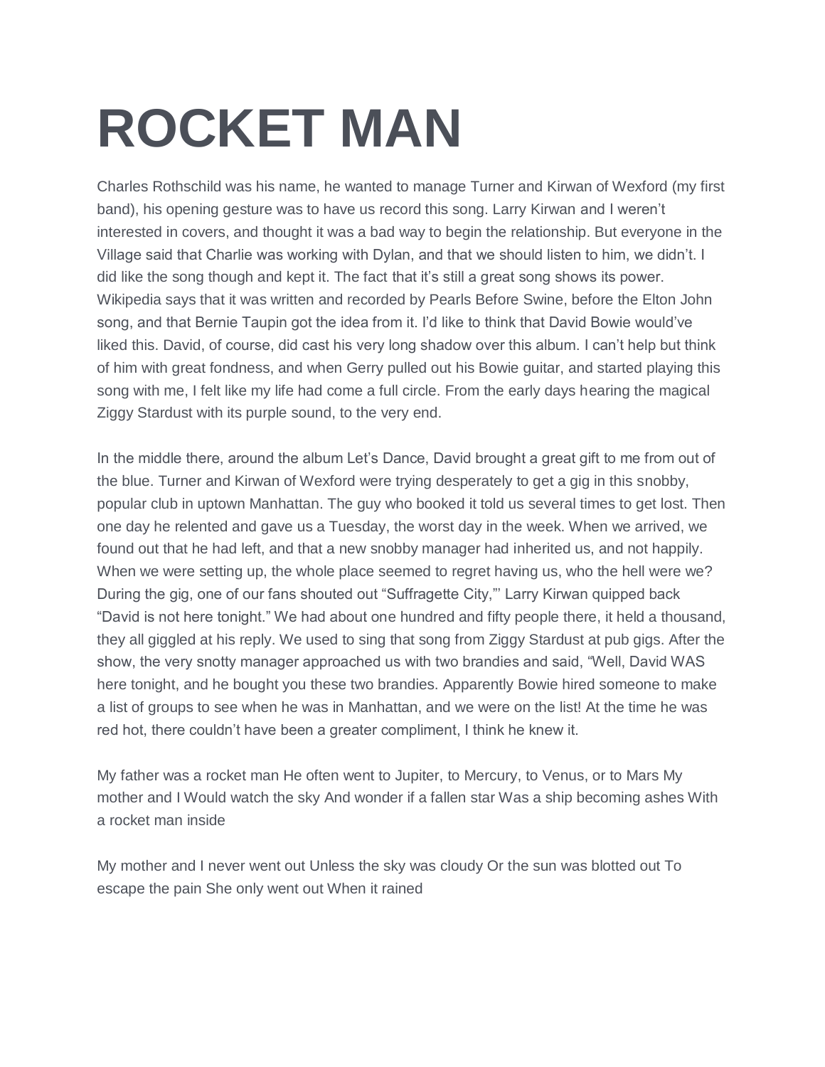# ROCKET MAN

Charles Rothschild was his name, he wanted to manage Turner and Kirwan of Wexford (my first band), his opening gesture was to have us record this song. Larry Kirwan and I weren't interested in covers, and thought it was a bad way to begin the relationship. But everyone in the Village said that Charlie was working with Dylan, and that we should listen to him, we didn't. I did like the song though and kept it. The fact that it's still a great song shows its power. Wikipedia says that it was written and recorded by Pearls Before Swine, before the Elton John song, and that Bernie Taupin got the idea from it. I'd like to think that David Bowie would've liked this. David, of course, did cast his very long shadow over this album. I can't help but think of him with great fondness, and when Gerry pulled out his Bowie guitar, and started playing this song with me, I felt like my life had come a full circle. From the early days hearing the magical Ziggy Stardust with its purple sound, to the very end.

In the middle there, around the album Let's Dance, David brought a great gift to me from out of the blue. Turner and Kirwan of Wexford were trying desperately to get a gig in this snobby, popular club in uptown Manhattan. The guy who booked it told us several times to get lost. Then one day he relented and gave us a Tuesday, the worst day in the week. When we arrived, we found out that he had left, and that a new snobby manager had inherited us, and not happily. When we were setting up, the whole place seemed to regret having us, who the hell were we? During the gig, one of our fans shouted out "Suffragette City,"' Larry Kirwan quipped back "David is not here tonight." We had about one hundred and fifty people there, it held a thousand, they all giggled at his reply. We used to sing that song from Ziggy Stardust at pub gigs. After the show, the very snotty manager approached us with two brandies and said, "Well, David WAS here tonight, and he bought you these two brandies. Apparently Bowie hired someone to make a list of groups to see when he was in Manhattan, and we were on the list! At the time he was red hot, there couldn't have been a greater compliment, I think he knew it.

My father was a rocket man He often went to Jupiter, to Mercury, to Venus, or to Mars My mother and I Would watch the sky And wonder if a fallen star Was a ship becoming ashes With a rocket man inside

My mother and I never went out Unless the sky was cloudy Or the sun was blotted out To escape the pain She only went out When it rained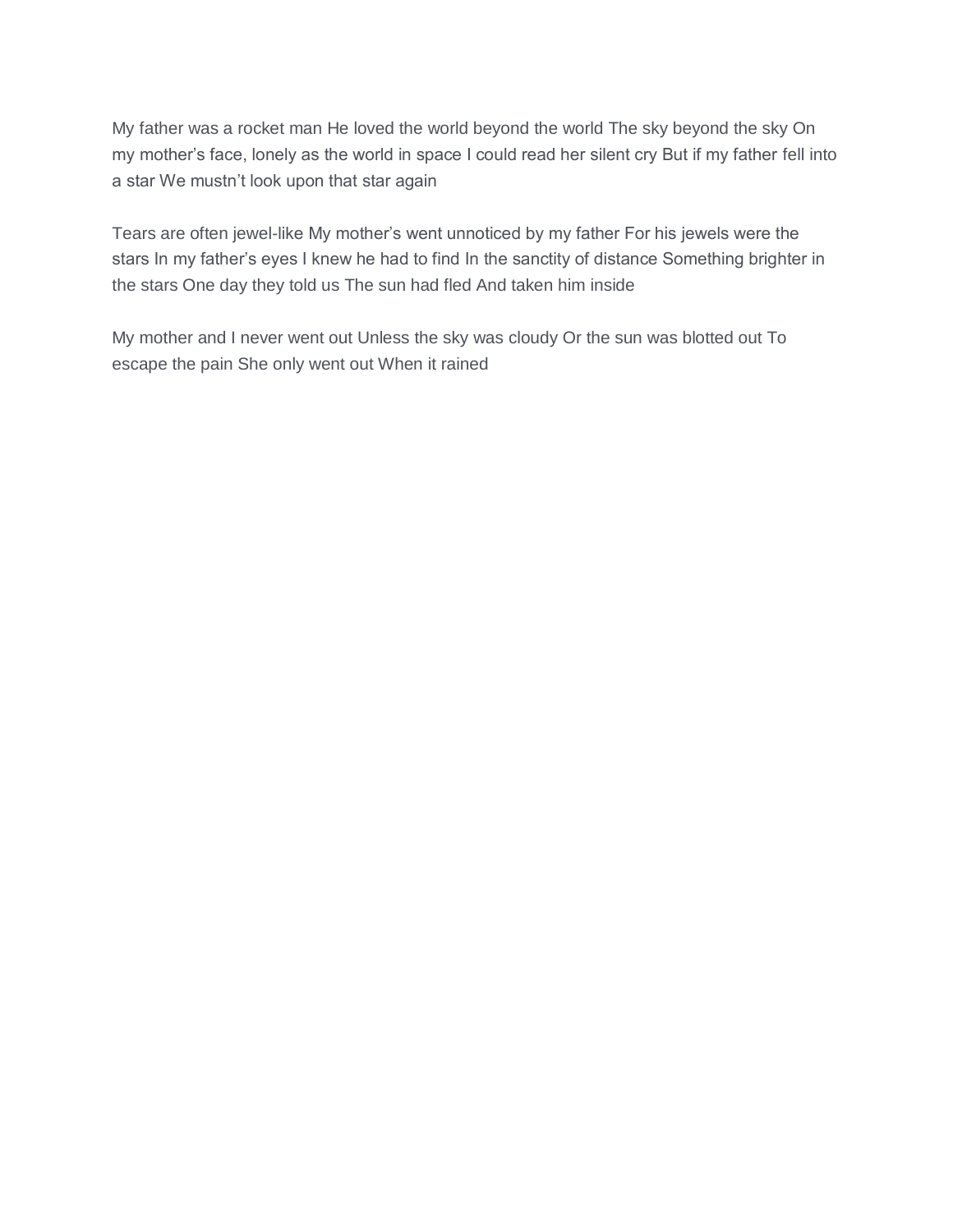My father was a rocket man He loved the world beyond the world The sky beyond the sky On my mother's face, lonely as the world in space I could read her silent cry But if my father fell into a star We mustn't look upon that star again

Tears are often jewel-like My mother's went unnoticed by my father For his jewels were the stars In my father's eyes I knew he had to find In the sanctity of distance Something brighter in the stars One day they told us The sun had fled And taken him inside

My mother and I never went out Unless the sky was cloudy Or the sun was blotted out To escape the pain She only went out When it rained